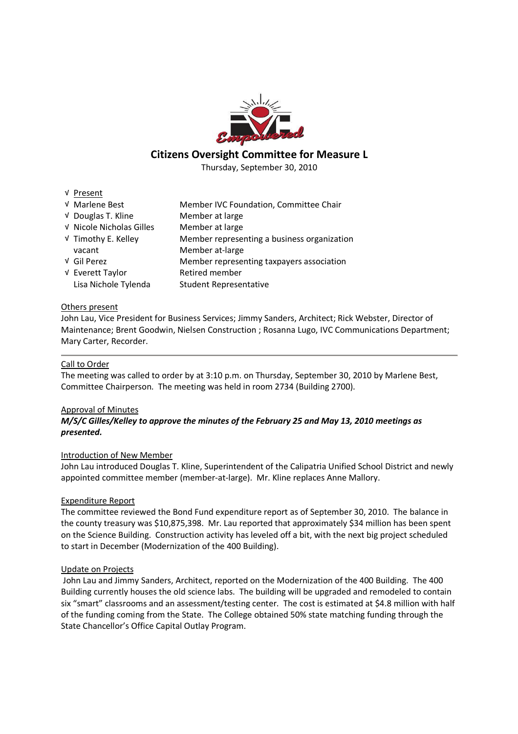# Citizens Oversight Committee for Measure L

Thursday, September 30, 2010

√ Present

| | | |
|---|---|---|
| √ | Marlene Best | Member IVC Foundation, Committee Chair |
| √ | Douglas T. Kline | Member at large |
| √ | Nicole Nicholas Gilles | Member at large |
| √ | Timothy E. Kelley | Member representing a business organization |
| | vacant | Member at-large |
| √ | Gil Perez | Member representing taxpayers association |
| √ | Everett Taylor | Retired member |
| | Lisa Nichole Tylenda | Student Representative |

Others present

John Lau, Vice President for Business Services; Jimmy Sanders, Architect; Rick Webster, Director of Maintenance; Brent Goodwin, Nielsen Construction ; Rosanna Lugo, IVC Communications Department; Mary Carter, Recorder.

---

Call to Order

The meeting was called to order by at 3:10 p.m. on Thursday, September 30, 2010 by Marlene Best, Committee Chairperson. The meeting was held in room 2734 (Building 2700).

Approval of Minutes

***M/S/C Gilles/Kelley to approve the minutes of the February 25 and May 13, 2010 meetings as presented.***

Introduction of New Member

John Lau introduced Douglas T. Kline, Superintendent of the Calipatria Unified School District and newly appointed committee member (member-at-large). Mr. Kline replaces Anne Mallory.

Expenditure Report

The committee reviewed the Bond Fund expenditure report as of September 30, 2010. The balance in the county treasury was $10,875,398. Mr. Lau reported that approximately $34 million has been spent on the Science Building. Construction activity has leveled off a bit, with the next big project scheduled to start in December (Modernization of the 400 Building).

Update on Projects

John Lau and Jimmy Sanders, Architect, reported on the Modernization of the 400 Building. The 400 Building currently houses the old science labs. The building will be upgraded and remodeled to contain six "smart" classrooms and an assessment/testing center. The cost is estimated at $4.8 million with half of the funding coming from the State. The College obtained 50% state matching funding through the State Chancellor's Office Capital Outlay Program.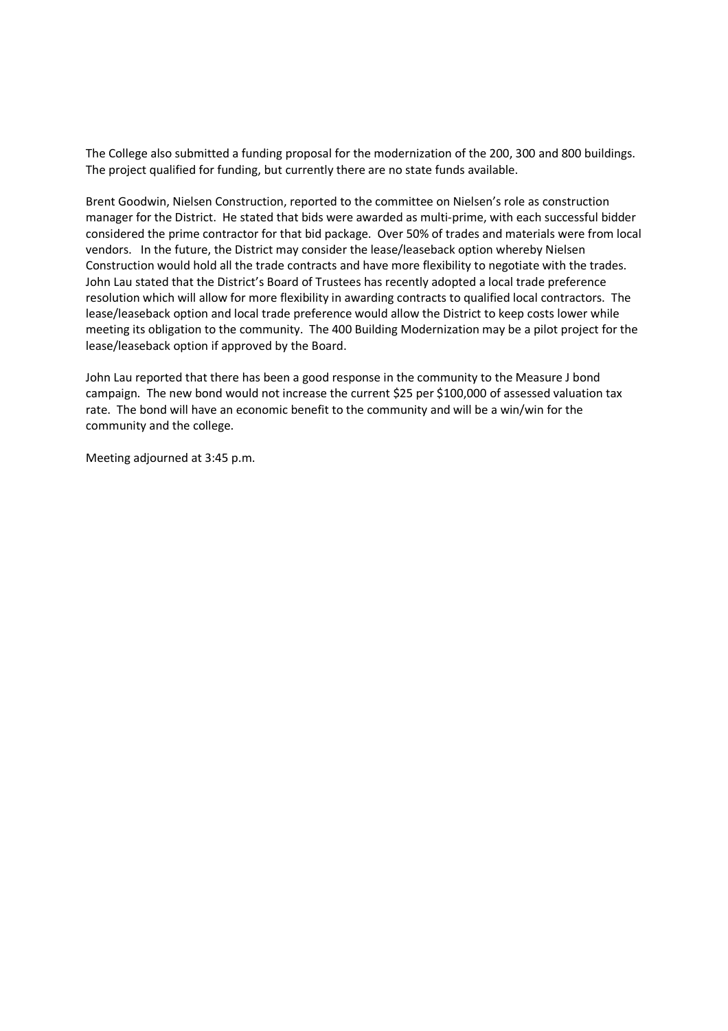The College also submitted a funding proposal for the modernization of the 200, 300 and 800 buildings. The project qualified for funding, but currently there are no state funds available.

Brent Goodwin, Nielsen Construction, reported to the committee on Nielsen's role as construction manager for the District. He stated that bids were awarded as multi-prime, with each successful bidder considered the prime contractor for that bid package. Over 50% of trades and materials were from local vendors. In the future, the District may consider the lease/leaseback option whereby Nielsen Construction would hold all the trade contracts and have more flexibility to negotiate with the trades. John Lau stated that the District's Board of Trustees has recently adopted a local trade preference resolution which will allow for more flexibility in awarding contracts to qualified local contractors. The lease/leaseback option and local trade preference would allow the District to keep costs lower while meeting its obligation to the community. The 400 Building Modernization may be a pilot project for the lease/leaseback option if approved by the Board.

John Lau reported that there has been a good response in the community to the Measure J bond campaign. The new bond would not increase the current $25 per $100,000 of assessed valuation tax rate. The bond will have an economic benefit to the community and will be a win/win for the community and the college.

Meeting adjourned at 3:45 p.m.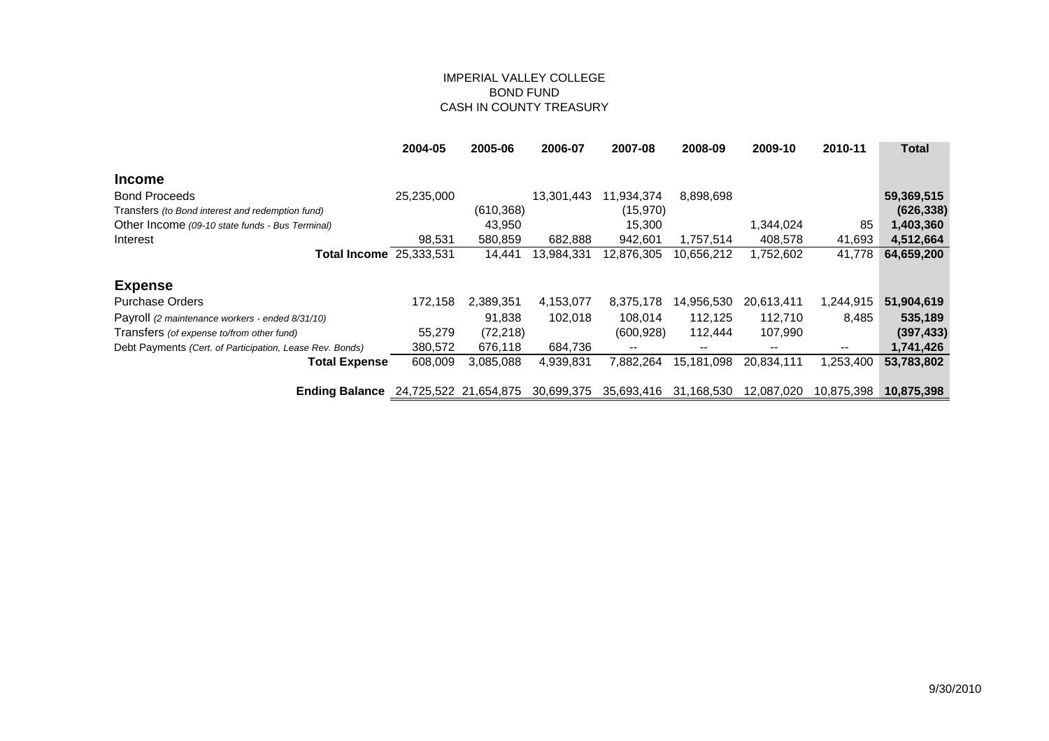# IMPERIAL VALLEY COLLEGE
## BOND FUND
## CASH IN COUNTY TREASURY

| | 2004-05 | 2005-06 | 2006-07 | 2007-08 | 2008-09 | 2009-10 | 2010-11 | Total |
|---|---|---|---|---|---|---|---|---|
| **Income** | | | | | | | | |
| Bond Proceeds | 25,235,000 | | 13,301,443 | 11,934,374 | 8,898,698 | | | **59,369,515** |
| Transfers *(to Bond interest and redemption fund)* | | (610,368) | | (15,970) | | | | **(626,338)** |
| Other Income *(09-10 state funds - Bus Terminal)* | | 43,950 | | 15,300 | | 1,344,024 | 85 | **1,403,360** |
| Interest | 98,531 | 580,859 | 682,888 | 942,601 | 1,757,514 | 408,578 | 41,693 | **4,512,664** |
| **Total Income** | 25,333,531 | 14,441 | 13,984,331 | 12,876,305 | 10,656,212 | 1,752,602 | 41,778 | **64,659,200** |
| **Expense** | | | | | | | | |
| Purchase Orders | 172,158 | 2,389,351 | 4,153,077 | 8,375,178 | 14,956,530 | 20,613,411 | 1,244,915 | **51,904,619** |
| Payroll *(2 maintenance workers - ended 8/31/10)* | | 91,838 | 102,018 | 108,014 | 112,125 | 112,710 | 8,485 | **535,189** |
| Transfers *(of expense to/from other fund)* | 55,279 | (72,218) | | (600,928) | 112,444 | 107,990 | | **(397,433)** |
| Debt Payments *(Cert. of Participation, Lease Rev. Bonds)* | 380,572 | 676,118 | 684,736 | -- | -- | -- | -- | **1,741,426** |
| **Total Expense** | 608,009 | 3,085,088 | 4,939,831 | 7,882,264 | 15,181,098 | 20,834,111 | 1,253,400 | **53,783,802** |
| **Ending Balance** | 24,725,522 | 21,654,875 | 30,699,375 | 35,693,416 | 31,168,530 | 12,087,020 | 10,875,398 | **10,875,398** |

9/30/2010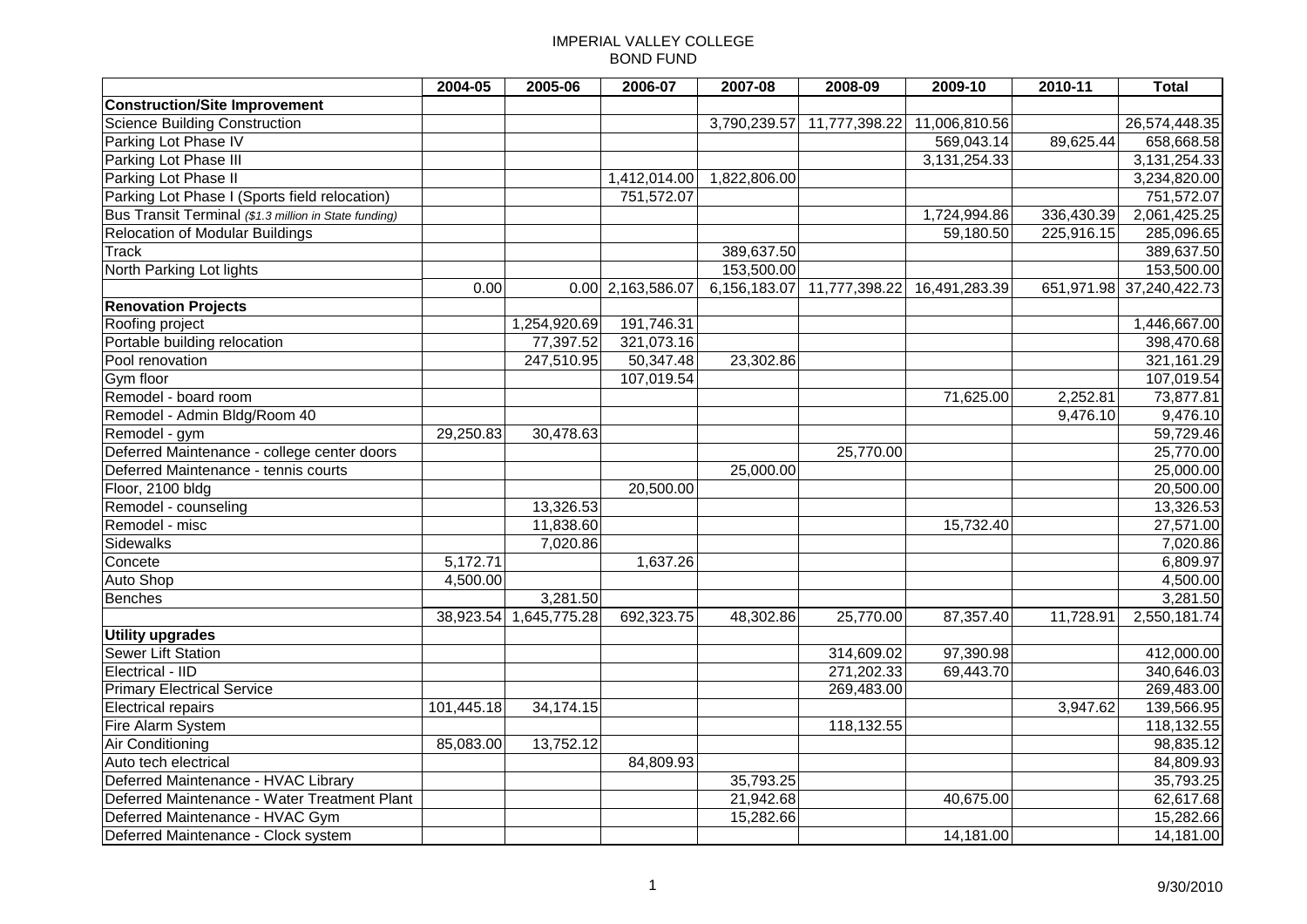# IMPERIAL VALLEY COLLEGE
## BOND FUND

| | 2004-05 | 2005-06 | 2006-07 | 2007-08 | 2008-09 | 2009-10 | 2010-11 | Total |
|---|---|---|---|---|---|---|---|---|
| **Construction/Site Improvement** | | | | | | | | |
| Science Building Construction | | | | 3,790,239.57 | 11,777,398.22 | 11,006,810.56 | | 26,574,448.35 |
| Parking Lot Phase IV | | | | | | 569,043.14 | 89,625.44 | 658,668.58 |
| Parking Lot Phase III | | | | | | 3,131,254.33 | | 3,131,254.33 |
| Parking Lot Phase II | | | 1,412,014.00 | 1,822,806.00 | | | | 3,234,820.00 |
| Parking Lot Phase I (Sports field relocation) | | | 751,572.07 | | | | | 751,572.07 |
| Bus Transit Terminal *($1.3 million in State funding)* | | | | | | 1,724,994.86 | 336,430.39 | 2,061,425.25 |
| Relocation of Modular Buildings | | | | | | 59,180.50 | 225,916.15 | 285,096.65 |
| Track | | | | 389,637.50 | | | | 389,637.50 |
| North Parking Lot lights | | | | 153,500.00 | | | | 153,500.00 |
| | 0.00 | 0.00 | 2,163,586.07 | 6,156,183.07 | 11,777,398.22 | 16,491,283.39 | 651,971.98 | 37,240,422.73 |
| **Renovation Projects** | | | | | | | | |
| Roofing project | | 1,254,920.69 | 191,746.31 | | | | | 1,446,667.00 |
| Portable building relocation | | 77,397.52 | 321,073.16 | | | | | 398,470.68 |
| Pool renovation | | 247,510.95 | 50,347.48 | 23,302.86 | | | | 321,161.29 |
| Gym floor | | | 107,019.54 | | | | | 107,019.54 |
| Remodel - board room | | | | | | 71,625.00 | 2,252.81 | 73,877.81 |
| Remodel - Admin Bldg/Room 40 | | | | | | | 9,476.10 | 9,476.10 |
| Remodel - gym | 29,250.83 | 30,478.63 | | | | | | 59,729.46 |
| Deferred Maintenance - college center doors | | | | | 25,770.00 | | | 25,770.00 |
| Deferred Maintenance - tennis courts | | | | 25,000.00 | | | | 25,000.00 |
| Floor, 2100 bldg | | | 20,500.00 | | | | | 20,500.00 |
| Remodel - counseling | | 13,326.53 | | | | | | 13,326.53 |
| Remodel - misc | | 11,838.60 | | | | 15,732.40 | | 27,571.00 |
| Sidewalks | | 7,020.86 | | | | | | 7,020.86 |
| Concete | 5,172.71 | | 1,637.26 | | | | | 6,809.97 |
| Auto Shop | 4,500.00 | | | | | | | 4,500.00 |
| Benches | | 3,281.50 | | | | | | 3,281.50 |
| | 38,923.54 | 1,645,775.28 | 692,323.75 | 48,302.86 | 25,770.00 | 87,357.40 | 11,728.91 | 2,550,181.74 |
| **Utility upgrades** | | | | | | | | |
| Sewer Lift Station | | | | | 314,609.02 | 97,390.98 | | 412,000.00 |
| Electrical - IID | | | | | 271,202.33 | 69,443.70 | | 340,646.03 |
| Primary Electrical Service | | | | | 269,483.00 | | | 269,483.00 |
| Electrical repairs | 101,445.18 | 34,174.15 | | | | | 3,947.62 | 139,566.95 |
| Fire Alarm System | | | | | 118,132.55 | | | 118,132.55 |
| Air Conditioning | 85,083.00 | 13,752.12 | | | | | | 98,835.12 |
| Auto tech electrical | | | 84,809.93 | | | | | 84,809.93 |
| Deferred Maintenance - HVAC Library | | | | 35,793.25 | | | | 35,793.25 |
| Deferred Maintenance - Water Treatment Plant | | | | 21,942.68 | | 40,675.00 | | 62,617.68 |
| Deferred Maintenance - HVAC Gym | | | | 15,282.66 | | | | 15,282.66 |
| Deferred Maintenance - Clock system | | | | | | 14,181.00 | | 14,181.00 |

9/30/2010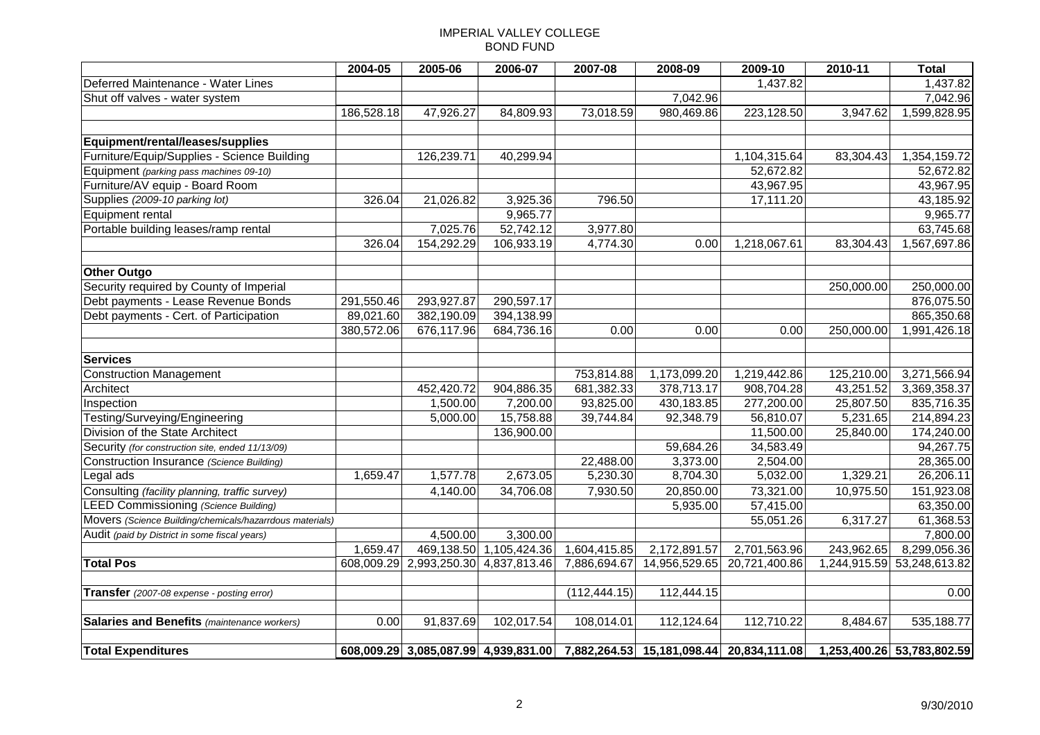# IMPERIAL VALLEY COLLEGE
## BOND FUND

| | 2004-05 | 2005-06 | 2006-07 | 2007-08 | 2008-09 | 2009-10 | 2010-11 | Total |
|---|---|---|---|---|---|---|---|---|
| Deferred Maintenance - Water Lines | | | | | | 1,437.82 | | 1,437.82 |
| Shut off valves - water system | | | | | 7,042.96 | | | 7,042.96 |
| | 186,528.18 | 47,926.27 | 84,809.93 | 73,018.59 | 980,469.86 | 223,128.50 | 3,947.62 | 1,599,828.95 |
| | | | | | | | | |
| **Equipment/rental/leases/supplies** | | | | | | | | |
| Furniture/Equip/Supplies - Science Building | | 126,239.71 | 40,299.94 | | | 1,104,315.64 | 83,304.43 | 1,354,159.72 |
| Equipment *(parking pass machines 09-10)* | | | | | | 52,672.82 | | 52,672.82 |
| Furniture/AV equip - Board Room | | | | | | 43,967.95 | | 43,967.95 |
| Supplies *(2009-10 parking lot)* | 326.04 | 21,026.82 | 3,925.36 | 796.50 | | 17,111.20 | | 43,185.92 |
| Equipment rental | | | 9,965.77 | | | | | 9,965.77 |
| Portable building leases/ramp rental | | 7,025.76 | 52,742.12 | 3,977.80 | | | | 63,745.68 |
| | 326.04 | 154,292.29 | 106,933.19 | 4,774.30 | 0.00 | 1,218,067.61 | 83,304.43 | 1,567,697.86 |
| | | | | | | | | |
| **Other Outgo** | | | | | | | | |
| Security required by County of Imperial | | | | | | | 250,000.00 | 250,000.00 |
| Debt payments - Lease Revenue Bonds | 291,550.46 | 293,927.87 | 290,597.17 | | | | | 876,075.50 |
| Debt payments - Cert. of Participation | 89,021.60 | 382,190.09 | 394,138.99 | | | | | 865,350.68 |
| | 380,572.06 | 676,117.96 | 684,736.16 | 0.00 | 0.00 | 0.00 | 250,000.00 | 1,991,426.18 |
| | | | | | | | | |
| **Services** | | | | | | | | |
| Construction Management | | | | 753,814.88 | 1,173,099.20 | 1,219,442.86 | 125,210.00 | 3,271,566.94 |
| Architect | | 452,420.72 | 904,886.35 | 681,382.33 | 378,713.17 | 908,704.28 | 43,251.52 | 3,369,358.37 |
| Inspection | | 1,500.00 | 7,200.00 | 93,825.00 | 430,183.85 | 277,200.00 | 25,807.50 | 835,716.35 |
| Testing/Surveying/Engineering | | 5,000.00 | 15,758.88 | 39,744.84 | 92,348.79 | 56,810.07 | 5,231.65 | 214,894.23 |
| Division of the State Architect | | | 136,900.00 | | | 11,500.00 | 25,840.00 | 174,240.00 |
| Security *(for construction site, ended 11/13/09)* | | | | | 59,684.26 | 34,583.49 | | 94,267.75 |
| Construction Insurance *(Science Building)* | | | | 22,488.00 | 3,373.00 | 2,504.00 | | 28,365.00 |
| Legal ads | 1,659.47 | 1,577.78 | 2,673.05 | 5,230.30 | 8,704.30 | 5,032.00 | 1,329.21 | 26,206.11 |
| Consulting *(facility planning, traffic survey)* | | 4,140.00 | 34,706.08 | 7,930.50 | 20,850.00 | 73,321.00 | 10,975.50 | 151,923.08 |
| LEED Commissioning *(Science Building)* | | | | | 5,935.00 | 57,415.00 | | 63,350.00 |
| Movers *(Science Building/chemicals/hazarrdous materials)* | | | | | | 55,051.26 | 6,317.27 | 61,368.53 |
| Audit *(paid by District in some fiscal years)* | | 4,500.00 | 3,300.00 | | | | | 7,800.00 |
| | 1,659.47 | 469,138.50 | 1,105,424.36 | 1,604,415.85 | 2,172,891.57 | 2,701,563.96 | 243,962.65 | 8,299,056.36 |
| **Total Pos** | 608,009.29 | 2,993,250.30 | 4,837,813.46 | 7,886,694.67 | 14,956,529.65 | 20,721,400.86 | 1,244,915.59 | 53,248,613.82 |
| | | | | | | | | |
| **Transfer** *(2007-08 expense - posting error)* | | | | (112,444.15) | 112,444.15 | | | 0.00 |
| | | | | | | | | |
| **Salaries and Benefits** *(maintenance workers)* | 0.00 | 91,837.69 | 102,017.54 | 108,014.01 | 112,124.64 | 112,710.22 | 8,484.67 | 535,188.77 |
| | | | | | | | | |
| **Total Expenditures** | **608,009.29** | **3,085,087.99** | **4,939,831.00** | **7,882,264.53** | **15,181,098.44** | **20,834,111.08** | **1,253,400.26** | **53,783,802.59** |

9/30/2010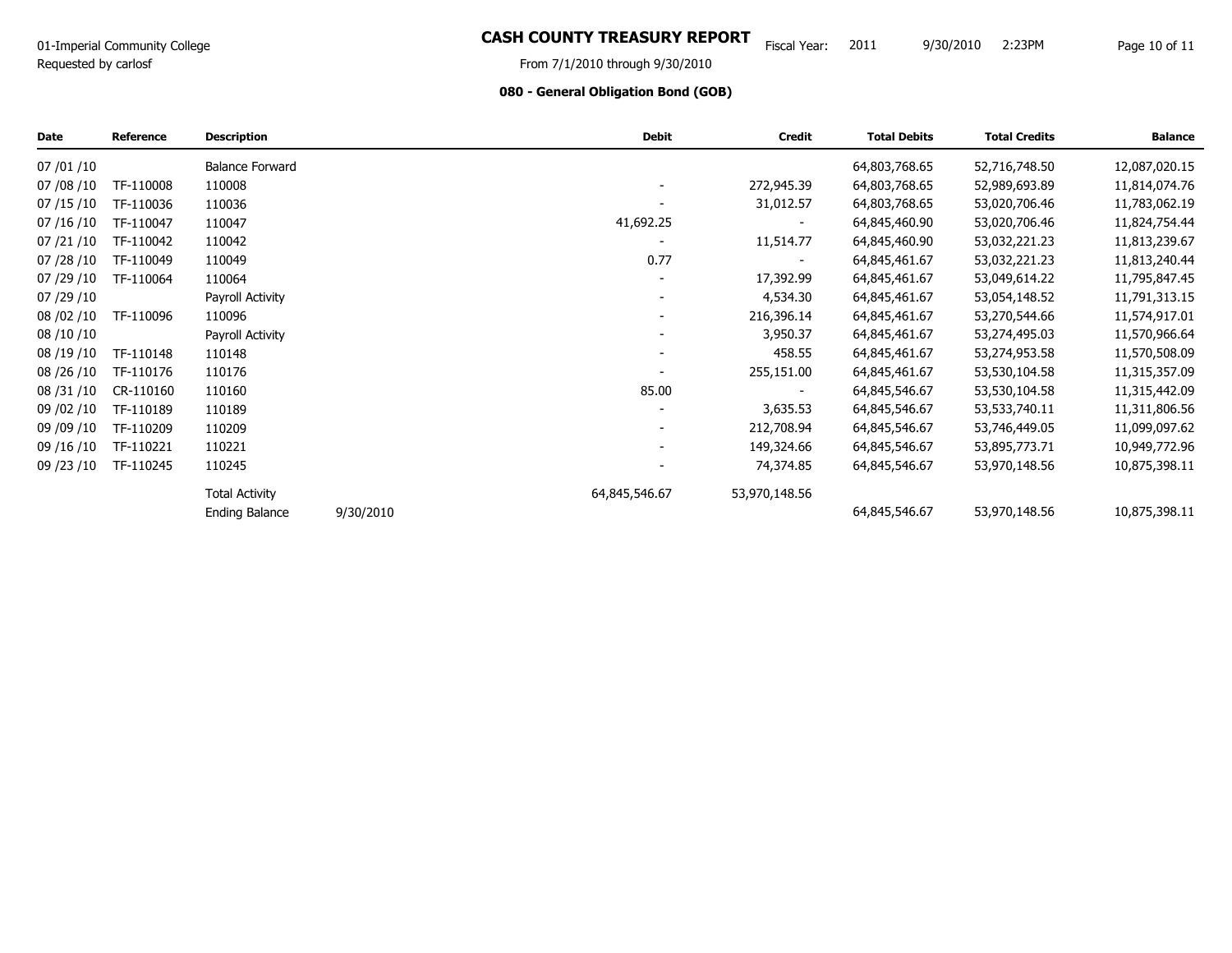01-Imperial Community College
Requested by carlosf

# CASH COUNTY TREASURY REPORT

Fiscal Year: 2011 9/30/2010 2:23PM

From 7/1/2010 through 9/30/2010

## 080 - General Obligation Bond (GOB)

| Date | Reference | Description | | Debit | Credit | Total Debits | Total Credits | Balance |
|---|---|---|---|---|---|---|---|---|
| 07 /01 /10 | | Balance Forward | | | | 64,803,768.65 | 52,716,748.50 | 12,087,020.15 |
| 07 /08 /10 | TF-110008 | 110008 | | - | 272,945.39 | 64,803,768.65 | 52,989,693.89 | 11,814,074.76 |
| 07 /15 /10 | TF-110036 | 110036 | | - | 31,012.57 | 64,803,768.65 | 53,020,706.46 | 11,783,062.19 |
| 07 /16 /10 | TF-110047 | 110047 | | 41,692.25 | - | 64,845,460.90 | 53,020,706.46 | 11,824,754.44 |
| 07 /21 /10 | TF-110042 | 110042 | | - | 11,514.77 | 64,845,460.90 | 53,032,221.23 | 11,813,239.67 |
| 07 /28 /10 | TF-110049 | 110049 | | 0.77 | - | 64,845,461.67 | 53,032,221.23 | 11,813,240.44 |
| 07 /29 /10 | TF-110064 | 110064 | | - | 17,392.99 | 64,845,461.67 | 53,049,614.22 | 11,795,847.45 |
| 07 /29 /10 | | Payroll Activity | | - | 4,534.30 | 64,845,461.67 | 53,054,148.52 | 11,791,313.15 |
| 08 /02 /10 | TF-110096 | 110096 | | - | 216,396.14 | 64,845,461.67 | 53,270,544.66 | 11,574,917.01 |
| 08 /10 /10 | | Payroll Activity | | - | 3,950.37 | 64,845,461.67 | 53,274,495.03 | 11,570,966.64 |
| 08 /19 /10 | TF-110148 | 110148 | | - | 458.55 | 64,845,461.67 | 53,274,953.58 | 11,570,508.09 |
| 08 /26 /10 | TF-110176 | 110176 | | - | 255,151.00 | 64,845,461.67 | 53,530,104.58 | 11,315,357.09 |
| 08 /31 /10 | CR-110160 | 110160 | | 85.00 | - | 64,845,546.67 | 53,530,104.58 | 11,315,442.09 |
| 09 /02 /10 | TF-110189 | 110189 | | - | 3,635.53 | 64,845,546.67 | 53,533,740.11 | 11,311,806.56 |
| 09 /09 /10 | TF-110209 | 110209 | | - | 212,708.94 | 64,845,546.67 | 53,746,449.05 | 11,099,097.62 |
| 09 /16 /10 | TF-110221 | 110221 | | - | 149,324.66 | 64,845,546.67 | 53,895,773.71 | 10,949,772.96 |
| 09 /23 /10 | TF-110245 | 110245 | | - | 74,374.85 | 64,845,546.67 | 53,970,148.56 | 10,875,398.11 |
| | | Total Activity | | 64,845,546.67 | 53,970,148.56 | | | |
| | | Ending Balance | 9/30/2010 | | | 64,845,546.67 | 53,970,148.56 | 10,875,398.11 |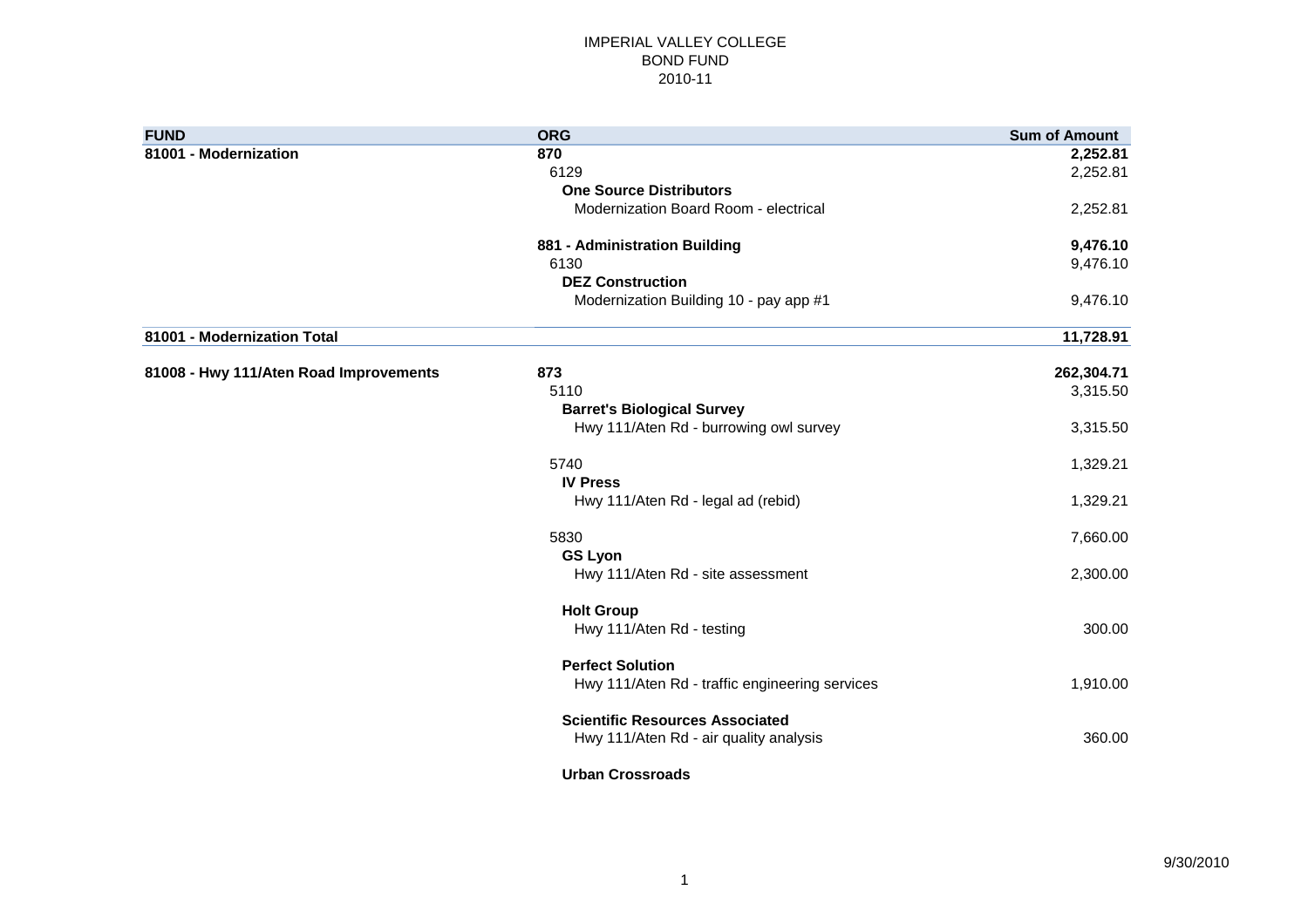IMPERIAL VALLEY COLLEGE
BOND FUND
2010-11

| FUND | ORG | Sum of Amount |
|---|---|---|
| **81001 - Modernization** | **870** | **2,252.81** |
| | 6129 | 2,252.81 |
| | **One Source Distributors** | |
| | Modernization Board Room - electrical | 2,252.81 |
| | **881 - Administration Building** | **9,476.10** |
| | 6130 | 9,476.10 |
| | **DEZ Construction** | |
| | Modernization Building 10 - pay app #1 | 9,476.10 |
| **81001 - Modernization Total** | | **11,728.91** |
| **81008 - Hwy 111/Aten Road Improvements** | **873** | **262,304.71** |
| | 5110 | 3,315.50 |
| | **Barret's Biological Survey** | |
| | Hwy 111/Aten Rd - burrowing owl survey | 3,315.50 |
| | 5740 | 1,329.21 |
| | **IV Press** | |
| | Hwy 111/Aten Rd - legal ad (rebid) | 1,329.21 |
| | 5830 | 7,660.00 |
| | **GS Lyon** | |
| | Hwy 111/Aten Rd - site assessment | 2,300.00 |
| | **Holt Group** | |
| | Hwy 111/Aten Rd - testing | 300.00 |
| | **Perfect Solution** | |
| | Hwy 111/Aten Rd - traffic engineering services | 1,910.00 |
| | **Scientific Resources Associated** | |
| | Hwy 111/Aten Rd - air quality analysis | 360.00 |
| | **Urban Crossroads** | |

9/30/2010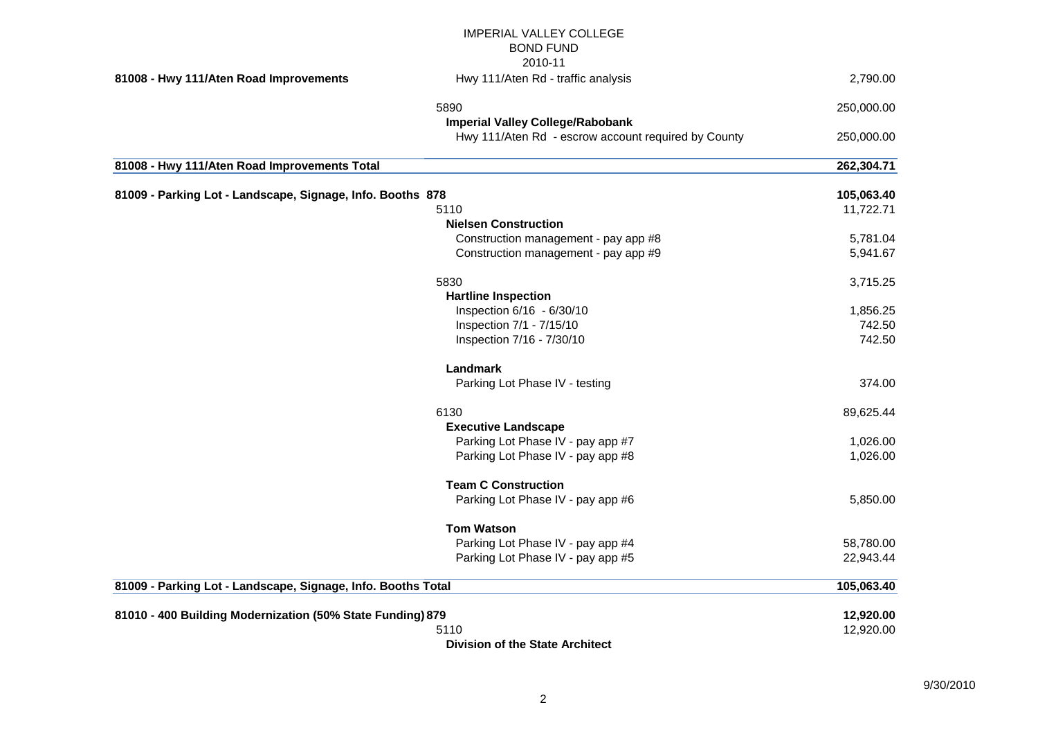IMPERIAL VALLEY COLLEGE
BOND FUND
2010-11

| Project | Account / Vendor / Description | Amount |
|---|---|---|
| **81008 - Hwy 111/Aten Road Improvements** | Hwy 111/Aten Rd - traffic analysis | 2,790.00 |
| | 5890 | 250,000.00 |
| | **Imperial Valley College/Rabobank** | |
| | Hwy 111/Aten Rd - escrow account required by County | 250,000.00 |
| **81008 - Hwy 111/Aten Road Improvements Total** | | **262,304.71** |
| **81009 - Parking Lot - Landscape, Signage, Info. Booths 878** | | **105,063.40** |
| | 5110 | 11,722.71 |
| | **Nielsen Construction** | |
| | Construction management - pay app #8 | 5,781.04 |
| | Construction management - pay app #9 | 5,941.67 |
| | 5830 | 3,715.25 |
| | **Hartline Inspection** | |
| | Inspection 6/16 - 6/30/10 | 1,856.25 |
| | Inspection 7/1 - 7/15/10 | 742.50 |
| | Inspection 7/16 - 7/30/10 | 742.50 |
| | **Landmark** | |
| | Parking Lot Phase IV - testing | 374.00 |
| | 6130 | 89,625.44 |
| | **Executive Landscape** | |
| | Parking Lot Phase IV - pay app #7 | 1,026.00 |
| | Parking Lot Phase IV - pay app #8 | 1,026.00 |
| | **Team C Construction** | |
| | Parking Lot Phase IV - pay app #6 | 5,850.00 |
| | **Tom Watson** | |
| | Parking Lot Phase IV - pay app #4 | 58,780.00 |
| | Parking Lot Phase IV - pay app #5 | 22,943.44 |
| **81009 - Parking Lot - Landscape, Signage, Info. Booths Total** | | **105,063.40** |
| **81010 - 400 Building Modernization (50% State Funding) 879** | | **12,920.00** |
| | 5110 | 12,920.00 |
| | **Division of the State Architect** | |

9/30/2010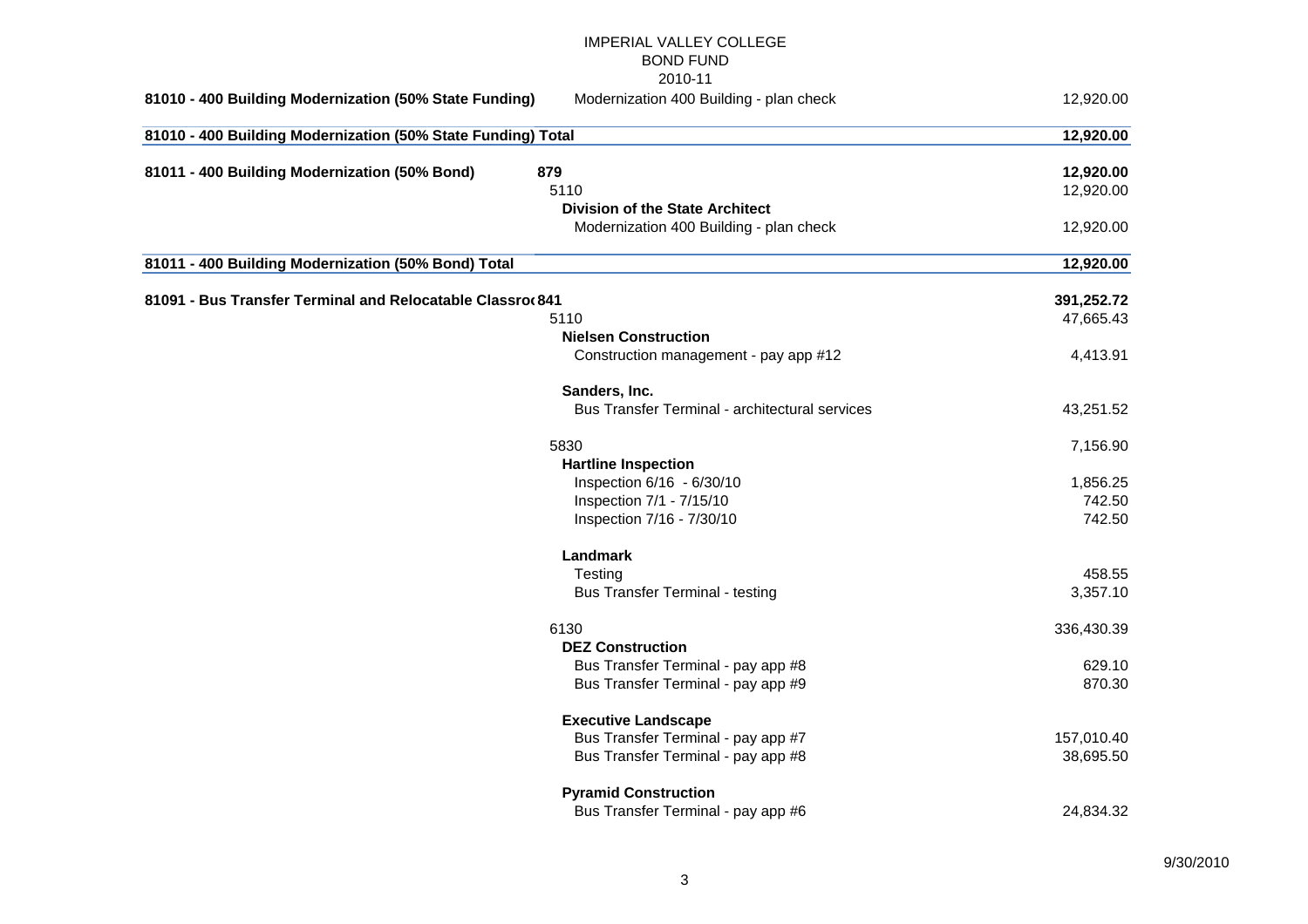IMPERIAL VALLEY COLLEGE
BOND FUND
2010-11

| Project | Description | Amount |
|---|---|---|
| **81010 - 400 Building Modernization (50% State Funding)** | Modernization 400 Building - plan check | 12,920.00 |
| **81010 - 400 Building Modernization (50% State Funding) Total** | | **12,920.00** |
| **81011 - 400 Building Modernization (50% Bond)** | **879** | **12,920.00** |
| | 5110 | 12,920.00 |
| | **Division of the State Architect** | |
| | Modernization 400 Building - plan check | 12,920.00 |
| **81011 - 400 Building Modernization (50% Bond) Total** | | **12,920.00** |
| **81091 - Bus Transfer Terminal and Relocatable Classro(841** | | **391,252.72** |
| | 5110 | 47,665.43 |
| | **Nielsen Construction** | |
| | Construction management - pay app #12 | 4,413.91 |
| | **Sanders, Inc.** | |
| | Bus Transfer Terminal - architectural services | 43,251.52 |
| | 5830 | 7,156.90 |
| | **Hartline Inspection** | |
| | Inspection 6/16 - 6/30/10 | 1,856.25 |
| | Inspection 7/1 - 7/15/10 | 742.50 |
| | Inspection 7/16 - 7/30/10 | 742.50 |
| | **Landmark** | |
| | Testing | 458.55 |
| | Bus Transfer Terminal - testing | 3,357.10 |
| | 6130 | 336,430.39 |
| | **DEZ Construction** | |
| | Bus Transfer Terminal - pay app #8 | 629.10 |
| | Bus Transfer Terminal - pay app #9 | 870.30 |
| | **Executive Landscape** | |
| | Bus Transfer Terminal - pay app #7 | 157,010.40 |
| | Bus Transfer Terminal - pay app #8 | 38,695.50 |
| | **Pyramid Construction** | |
| | Bus Transfer Terminal - pay app #6 | 24,834.32 |

9/30/2010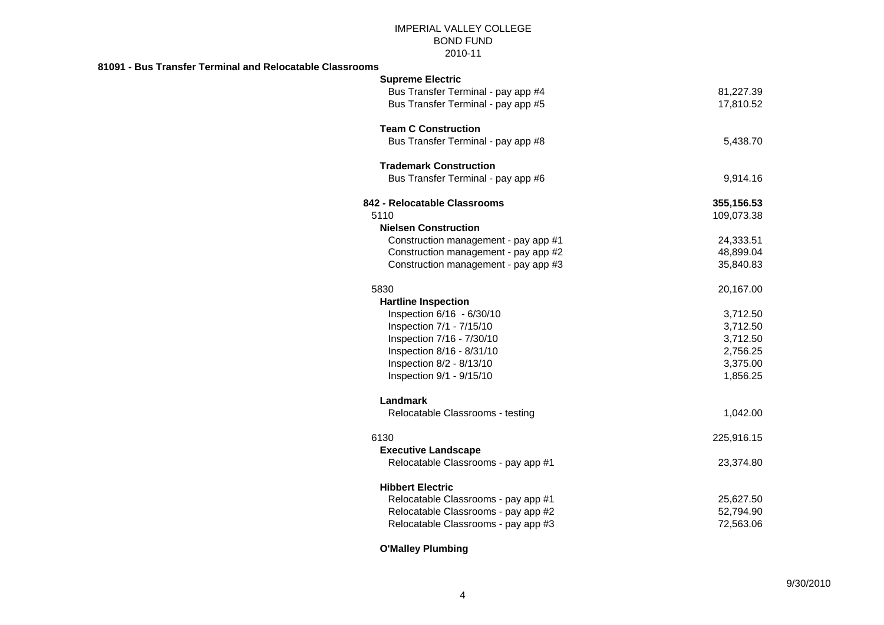IMPERIAL VALLEY COLLEGE
BOND FUND
2010-11

**81091 - Bus Transfer Terminal and Relocatable Classrooms**

| Description | Amount |
|---|---|
| **Supreme Electric** | |
| Bus Transfer Terminal - pay app #4 | 81,227.39 |
| Bus Transfer Terminal - pay app #5 | 17,810.52 |
| | |
| **Team C Construction** | |
| Bus Transfer Terminal - pay app #8 | 5,438.70 |
| | |
| **Trademark Construction** | |
| Bus Transfer Terminal - pay app #6 | 9,914.16 |
| | |
| **842 - Relocatable Classrooms** | **355,156.53** |
| 5110 | 109,073.38 |
| **Nielsen Construction** | |
| Construction management - pay app #1 | 24,333.51 |
| Construction management - pay app #2 | 48,899.04 |
| Construction management - pay app #3 | 35,840.83 |
| | |
| 5830 | 20,167.00 |
| **Hartline Inspection** | |
| Inspection 6/16 - 6/30/10 | 3,712.50 |
| Inspection 7/1 - 7/15/10 | 3,712.50 |
| Inspection 7/16 - 7/30/10 | 3,712.50 |
| Inspection 8/16 - 8/31/10 | 2,756.25 |
| Inspection 8/2 - 8/13/10 | 3,375.00 |
| Inspection 9/1 - 9/15/10 | 1,856.25 |
| | |
| **Landmark** | |
| Relocatable Classrooms - testing | 1,042.00 |
| | |
| 6130 | 225,916.15 |
| **Executive Landscape** | |
| Relocatable Classrooms - pay app #1 | 23,374.80 |
| | |
| **Hibbert Electric** | |
| Relocatable Classrooms - pay app #1 | 25,627.50 |
| Relocatable Classrooms - pay app #2 | 52,794.90 |
| Relocatable Classrooms - pay app #3 | 72,563.06 |
| | |
| **O'Malley Plumbing** | |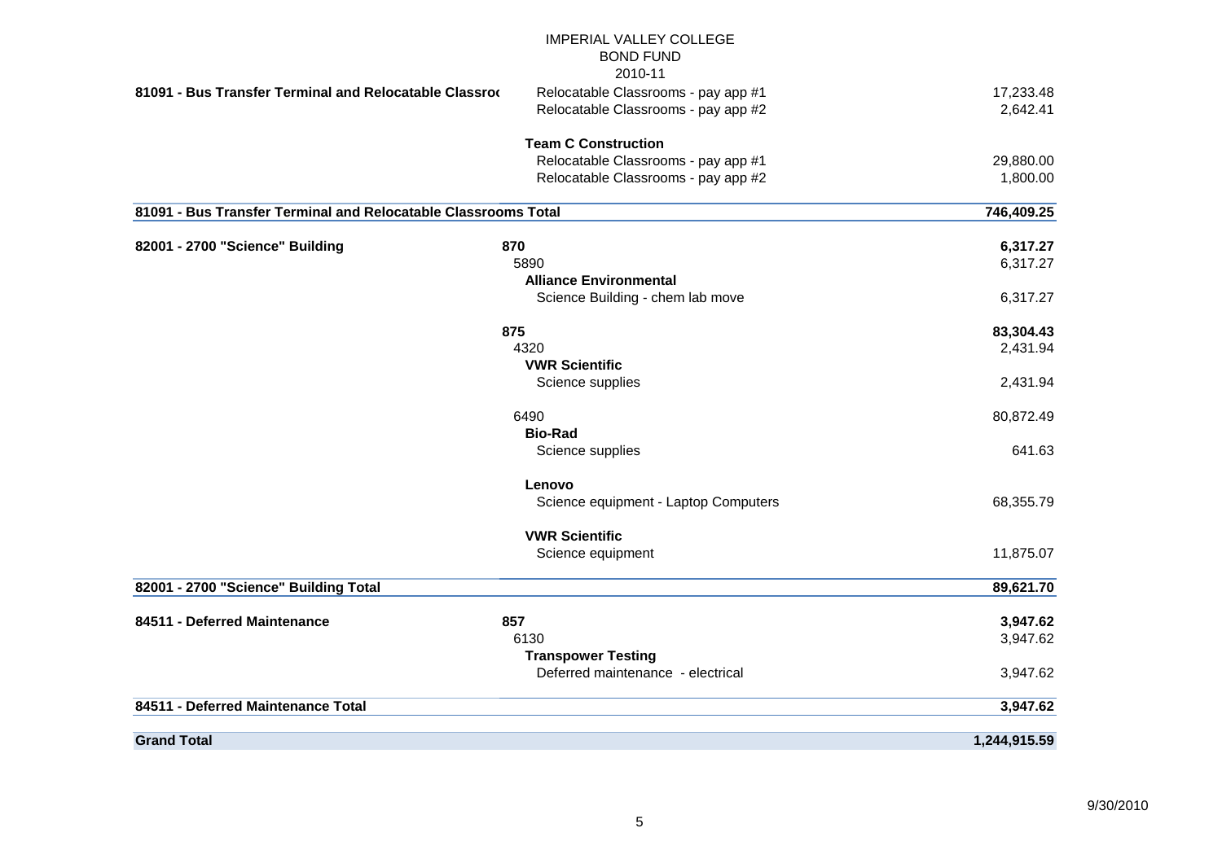IMPERIAL VALLEY COLLEGE
BOND FUND
2010-11

| | | |
|---|---|---|
| **81091 - Bus Transfer Terminal and Relocatable Classroc** | Relocatable Classrooms - pay app #1 | 17,233.48 |
| | Relocatable Classrooms - pay app #2 | 2,642.41 |
| | **Team C Construction** | |
| | Relocatable Classrooms - pay app #1 | 29,880.00 |
| | Relocatable Classrooms - pay app #2 | 1,800.00 |
| **81091 - Bus Transfer Terminal and Relocatable Classrooms Total** | | **746,409.25** |
| **82001 - 2700 "Science" Building** | **870** | **6,317.27** |
| | 5890 | 6,317.27 |
| | **Alliance Environmental** | |
| | Science Building - chem lab move | 6,317.27 |
| | **875** | **83,304.43** |
| | 4320 | 2,431.94 |
| | **VWR Scientific** | |
| | Science supplies | 2,431.94 |
| | 6490 | 80,872.49 |
| | **Bio-Rad** | |
| | Science supplies | 641.63 |
| | **Lenovo** | |
| | Science equipment - Laptop Computers | 68,355.79 |
| | **VWR Scientific** | |
| | Science equipment | 11,875.07 |
| **82001 - 2700 "Science" Building Total** | | **89,621.70** |
| **84511 - Deferred Maintenance** | **857** | **3,947.62** |
| | 6130 | 3,947.62 |
| | **Transpower Testing** | |
| | Deferred maintenance - electrical | 3,947.62 |
| **84511 - Deferred Maintenance Total** | | **3,947.62** |
| **Grand Total** | | **1,244,915.59** |

9/30/2010